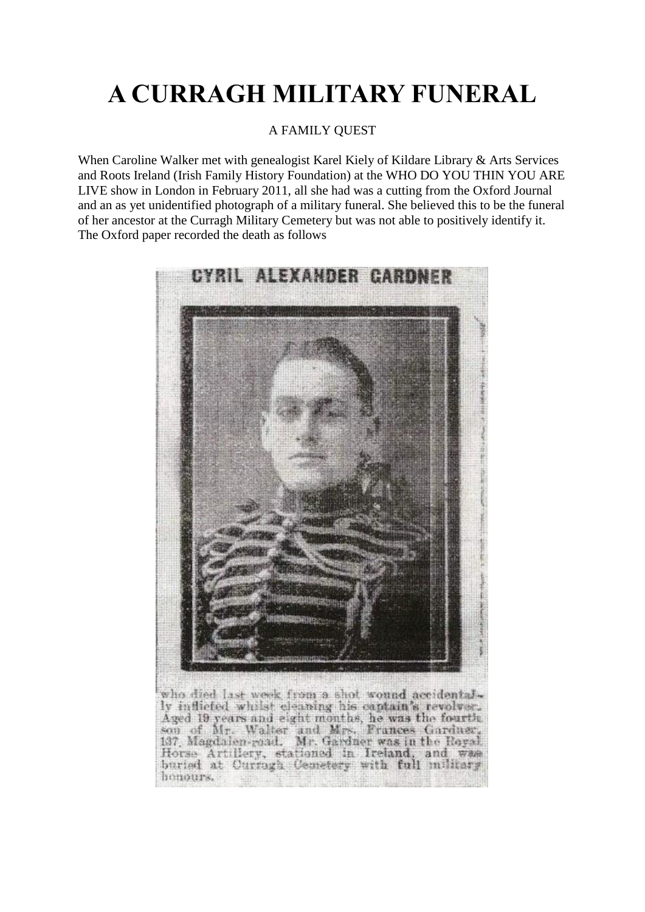# A CURRAGH MILITARY FUNERAL

A FAMILY QUEST

When Caroline Walker met with genealogist Karel Kiely of Kildare Library & Arts Services and Roots Ireland (Irish Family History Foundation) at the WHO DO YOU THIN YOU ARE LIVE show in London in February 2011, all she had was a cutting from the Oxford Journal and an as yet unidentified photograph of a military funeral. She believed this to be the funeral of her ancestor at the Curragh Military Cemetery but was not able to positively identify it. The Oxford paper recorded the death as follows

CYRIL ALEXANDER GARDNER

who died last week from a shot wound accidentally inflicted whilst cleaning his captain's revolver. Aged 19 years and eight months, he was the fourth son of Mr. Walter and Mrs. Frances Gardner, 137, Magdalen-road. Mr. Gardner was in the Royal Horse Artillery, stationed in Ireland, and was buried at Curragh Cemetery with full military honours.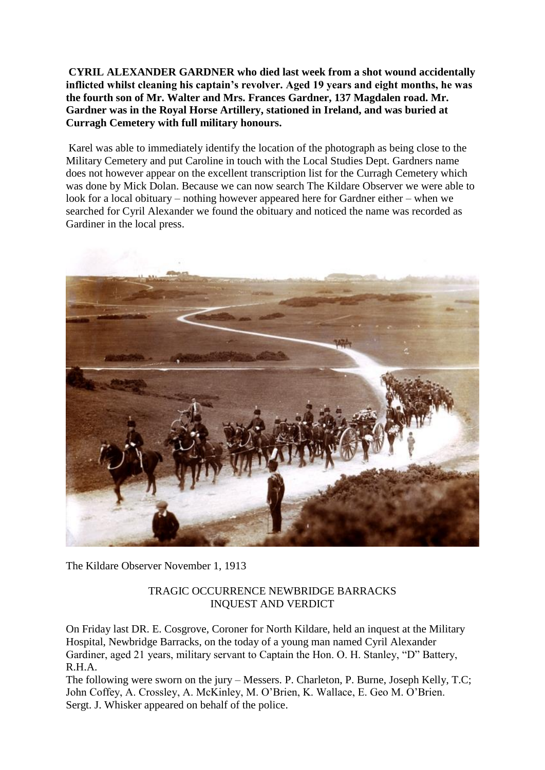**CYRIL ALEXANDER GARDNER who died last week from a shot wound accidentally inflicted whilst cleaning his captain's revolver. Aged 19 years and eight months, he was the fourth son of Mr. Walter and Mrs. Frances Gardner, 137 Magdalen road. Mr. Gardner was in the Royal Horse Artillery, stationed in Ireland, and was buried at Curragh Cemetery with full military honours.**

Karel was able to immediately identify the location of the photograph as being close to the Military Cemetery and put Caroline in touch with the Local Studies Dept. Gardners name does not however appear on the excellent transcription list for the Curragh Cemetery which was done by Mick Dolan. Because we can now search The Kildare Observer we were able to look for a local obituary – nothing however appeared here for Gardner either – when we searched for Cyril Alexander we found the obituary and noticed the name was recorded as Gardiner in the local press.

The Kildare Observer November 1, 1913

TRAGIC OCCURRENCE NEWBRIDGE BARRACKS
INQUEST AND VERDICT

On Friday last DR. E. Cosgrove, Coroner for North Kildare, held an inquest at the Military Hospital, Newbridge Barracks, on the today of a young man named Cyril Alexander Gardiner, aged 21 years, military servant to Captain the Hon. O. H. Stanley, "D" Battery, R.H.A.

The following were sworn on the jury – Messers. P. Charleton, P. Burne, Joseph Kelly, T.C; John Coffey, A. Crossley, A. McKinley, M. O'Brien, K. Wallace, E. Geo M. O'Brien. Sergt. J. Whisker appeared on behalf of the police.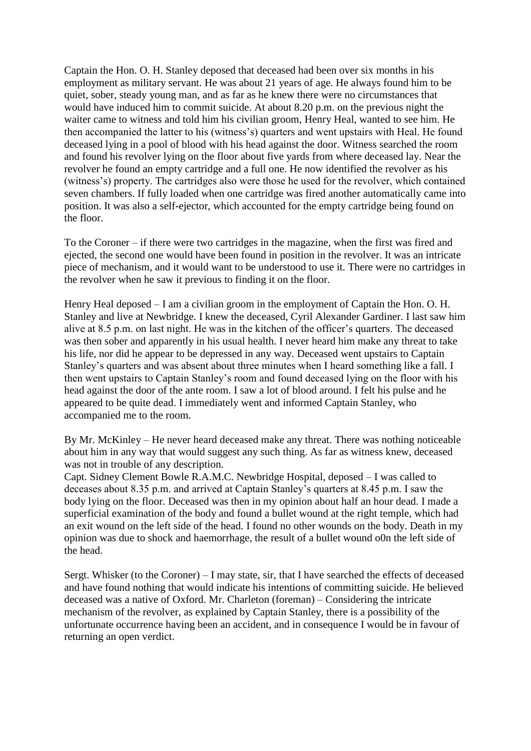Captain the Hon. O. H. Stanley deposed that deceased had been over six months in his employment as military servant. He was about 21 years of age. He always found him to be quiet, sober, steady young man, and as far as he knew there were no circumstances that would have induced him to commit suicide. At about 8.20 p.m. on the previous night the waiter came to witness and told him his civilian groom, Henry Heal, wanted to see him. He then accompanied the latter to his (witness's) quarters and went upstairs with Heal. He found deceased lying in a pool of blood with his head against the door. Witness searched the room and found his revolver lying on the floor about five yards from where deceased lay. Near the revolver he found an empty cartridge and a full one. He now identified the revolver as his (witness's) property. The cartridges also were those he used for the revolver, which contained seven chambers. If fully loaded when one cartridge was fired another automatically came into position. It was also a self-ejector, which accounted for the empty cartridge being found on the floor.

To the Coroner – if there were two cartridges in the magazine, when the first was fired and ejected, the second one would have been found in position in the revolver. It was an intricate piece of mechanism, and it would want to be understood to use it. There were no cartridges in the revolver when he saw it previous to finding it on the floor.

Henry Heal deposed – I am a civilian groom in the employment of Captain the Hon. O. H. Stanley and live at Newbridge. I knew the deceased, Cyril Alexander Gardiner. I last saw him alive at 8.5 p.m. on last night. He was in the kitchen of the officer's quarters. The deceased was then sober and apparently in his usual health. I never heard him make any threat to take his life, nor did he appear to be depressed in any way. Deceased went upstairs to Captain Stanley's quarters and was absent about three minutes when I heard something like a fall. I then went upstairs to Captain Stanley's room and found deceased lying on the floor with his head against the door of the ante room. I saw a lot of blood around. I felt his pulse and he appeared to be quite dead. I immediately went and informed Captain Stanley, who accompanied me to the room.

By Mr. McKinley – He never heard deceased make any threat. There was nothing noticeable about him in any way that would suggest any such thing. As far as witness knew, deceased was not in trouble of any description.
Capt. Sidney Clement Bowle R.A.M.C. Newbridge Hospital, deposed – I was called to deceases about 8.35 p.m. and arrived at Captain Stanley's quarters at 8.45 p.m. I saw the body lying on the floor. Deceased was then in my opinion about half an hour dead. I made a superficial examination of the body and found a bullet wound at the right temple, which had an exit wound on the left side of the head. I found no other wounds on the body. Death in my opinion was due to shock and haemorrhage, the result of a bullet wound o0n the left side of the head.

Sergt. Whisker (to the Coroner) – I may state, sir, that I have searched the effects of deceased and have found nothing that would indicate his intentions of committing suicide. He believed deceased was a native of Oxford. Mr. Charleton (foreman) – Considering the intricate mechanism of the revolver, as explained by Captain Stanley, there is a possibility of the unfortunate occurrence having been an accident, and in consequence I would be in favour of returning an open verdict.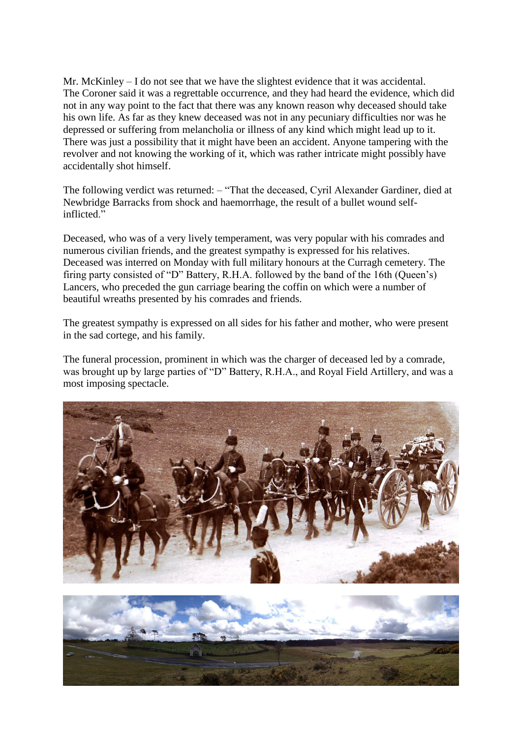Mr. McKinley – I do not see that we have the slightest evidence that it was accidental. The Coroner said it was a regrettable occurrence, and they had heard the evidence, which did not in any way point to the fact that there was any known reason why deceased should take his own life. As far as they knew deceased was not in any pecuniary difficulties nor was he depressed or suffering from melancholia or illness of any kind which might lead up to it. There was just a possibility that it might have been an accident. Anyone tampering with the revolver and not knowing the working of it, which was rather intricate might possibly have accidentally shot himself.

The following verdict was returned: – "That the deceased, Cyril Alexander Gardiner, died at Newbridge Barracks from shock and haemorrhage, the result of a bullet wound self-inflicted."

Deceased, who was of a very lively temperament, was very popular with his comrades and numerous civilian friends, and the greatest sympathy is expressed for his relatives. Deceased was interred on Monday with full military honours at the Curragh cemetery. The firing party consisted of "D" Battery, R.H.A. followed by the band of the 16th (Queen's) Lancers, who preceded the gun carriage bearing the coffin on which were a number of beautiful wreaths presented by his comrades and friends.

The greatest sympathy is expressed on all sides for his father and mother, who were present in the sad cortege, and his family.

The funeral procession, prominent in which was the charger of deceased led by a comrade, was brought up by large parties of "D" Battery, R.H.A., and Royal Field Artillery, and was a most imposing spectacle.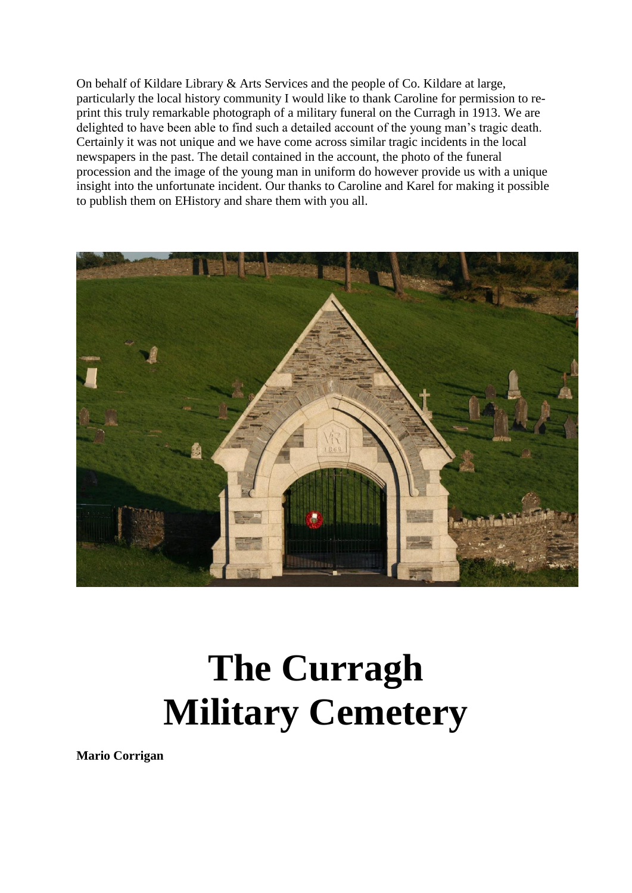On behalf of Kildare Library & Arts Services and the people of Co. Kildare at large, particularly the local history community I would like to thank Caroline for permission to re-print this truly remarkable photograph of a military funeral on the Curragh in 1913. We are delighted to have been able to find such a detailed account of the young man's tragic death. Certainly it was not unique and we have come across similar tragic incidents in the local newspapers in the past. The detail contained in the account, the photo of the funeral procession and the image of the young man in uniform do however provide us with a unique insight into the unfortunate incident. Our thanks to Caroline and Karel for making it possible to publish them on EHistory and share them with you all.

# The Curragh Military Cemetery

**Mario Corrigan**